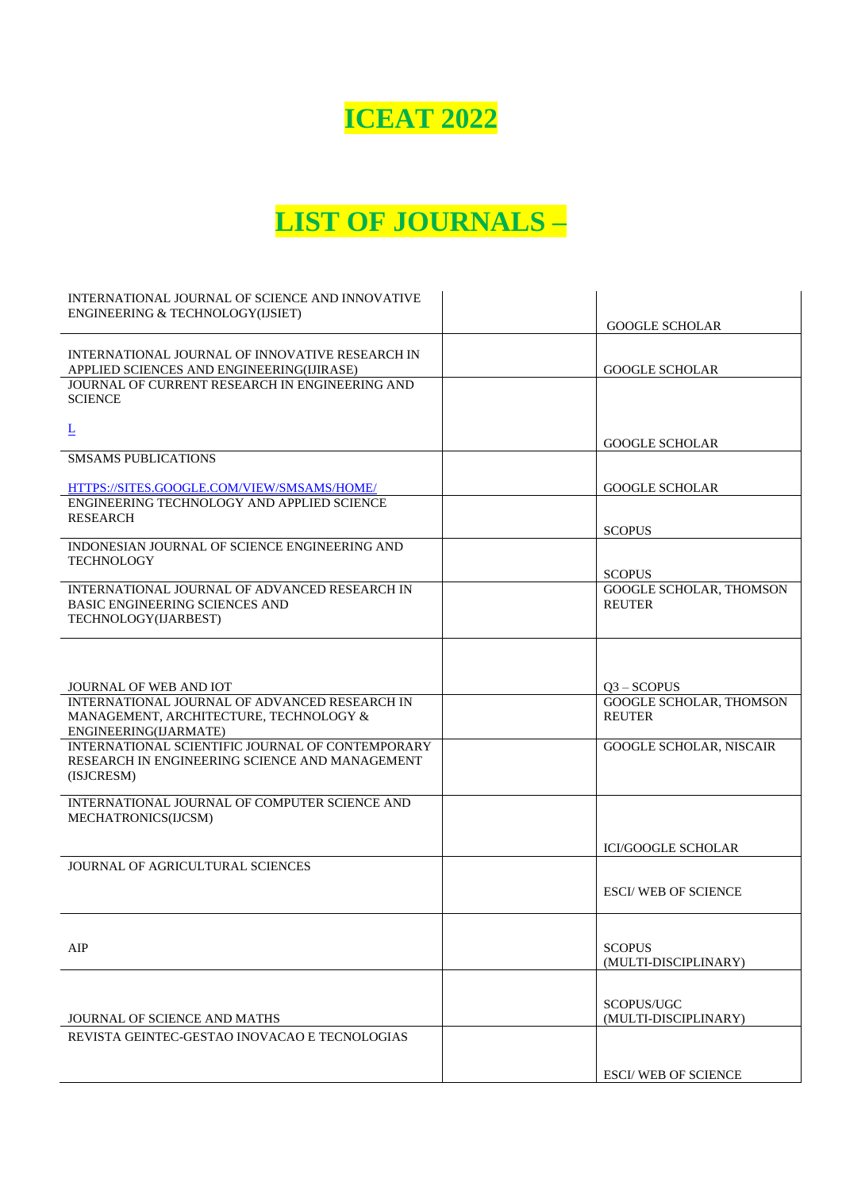# ICEAT 2022

# LIST OF JOURNALS –

| | | |
|---|---|---|
| INTERNATIONAL JOURNAL OF SCIENCE AND INNOVATIVE ENGINEERING & TECHNOLOGY(IJSIET) | | GOOGLE SCHOLAR |
| INTERNATIONAL JOURNAL OF INNOVATIVE RESEARCH IN APPLIED SCIENCES AND ENGINEERING(IJIRASE) | | GOOGLE SCHOLAR |
| JOURNAL OF CURRENT RESEARCH IN ENGINEERING AND SCIENCE<br><br>L | | GOOGLE SCHOLAR |
| SMSAMS PUBLICATIONS<br><br>HTTPS://SITES.GOOGLE.COM/VIEW/SMSAMS/HOME/ | | GOOGLE SCHOLAR |
| ENGINEERING TECHNOLOGY AND APPLIED SCIENCE RESEARCH | | SCOPUS |
| INDONESIAN JOURNAL OF SCIENCE ENGINEERING AND TECHNOLOGY | | SCOPUS |
| INTERNATIONAL JOURNAL OF ADVANCED RESEARCH IN BASIC ENGINEERING SCIENCES AND TECHNOLOGY(IJARBEST) | | GOOGLE SCHOLAR, THOMSON REUTER |
| JOURNAL OF WEB AND IOT | | Q3 – SCOPUS |
| INTERNATIONAL JOURNAL OF ADVANCED RESEARCH IN MANAGEMENT, ARCHITECTURE, TECHNOLOGY & ENGINEERING(IJARMATE) | | GOOGLE SCHOLAR, THOMSON REUTER |
| INTERNATIONAL SCIENTIFIC JOURNAL OF CONTEMPORARY RESEARCH IN ENGINEERING SCIENCE AND MANAGEMENT (ISJCRESM) | | GOOGLE SCHOLAR, NISCAIR |
| INTERNATIONAL JOURNAL OF COMPUTER SCIENCE AND MECHATRONICS(IJCSM) | | ICI/GOOGLE SCHOLAR |
| JOURNAL OF AGRICULTURAL SCIENCES | | ESCI/ WEB OF SCIENCE |
| AIP | | SCOPUS (MULTI-DISCIPLINARY) |
| JOURNAL OF SCIENCE AND MATHS | | SCOPUS/UGC (MULTI-DISCIPLINARY) |
| REVISTA GEINTEC-GESTAO INOVACAO E TECNOLOGIAS | | ESCI/ WEB OF SCIENCE |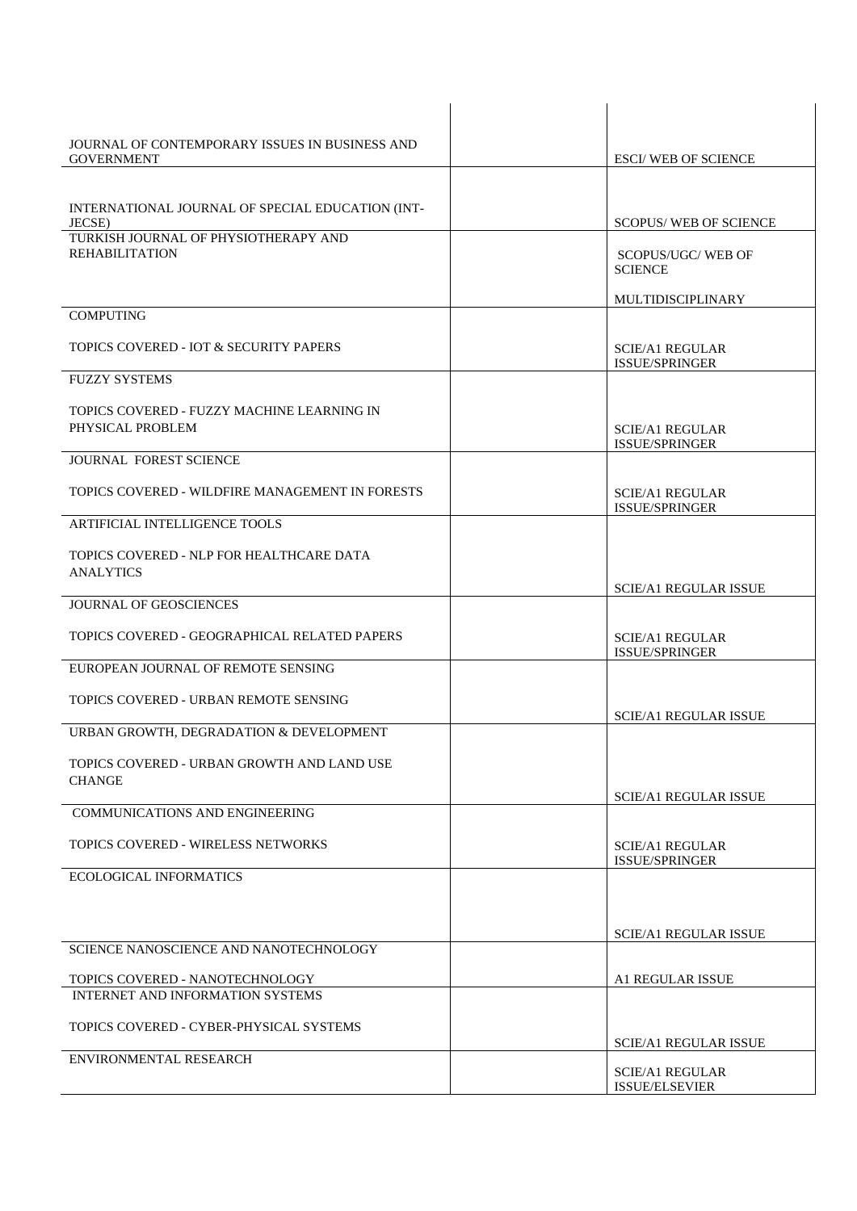| | | |
|---|---|---|
| JOURNAL OF CONTEMPORARY ISSUES IN BUSINESS AND GOVERNMENT | | ESCI/ WEB OF SCIENCE |
| INTERNATIONAL JOURNAL OF SPECIAL EDUCATION (INT-JECSE) | | SCOPUS/ WEB OF SCIENCE |
| TURKISH JOURNAL OF PHYSIOTHERAPY AND REHABILITATION | | SCOPUS/UGC/ WEB OF SCIENCE<br><br>MULTIDISCIPLINARY |
| COMPUTING<br><br>TOPICS COVERED - IOT & SECURITY PAPERS | | SCIE/A1 REGULAR ISSUE/SPRINGER |
| FUZZY SYSTEMS<br><br>TOPICS COVERED - FUZZY MACHINE LEARNING IN PHYSICAL PROBLEM | | SCIE/A1 REGULAR ISSUE/SPRINGER |
| JOURNAL FOREST SCIENCE<br><br>TOPICS COVERED - WILDFIRE MANAGEMENT IN FORESTS | | SCIE/A1 REGULAR ISSUE/SPRINGER |
| ARTIFICIAL INTELLIGENCE TOOLS<br><br>TOPICS COVERED - NLP FOR HEALTHCARE DATA ANALYTICS | | SCIE/A1 REGULAR ISSUE |
| JOURNAL OF GEOSCIENCES<br><br>TOPICS COVERED - GEOGRAPHICAL RELATED PAPERS | | SCIE/A1 REGULAR ISSUE/SPRINGER |
| EUROPEAN JOURNAL OF REMOTE SENSING<br><br>TOPICS COVERED - URBAN REMOTE SENSING | | SCIE/A1 REGULAR ISSUE |
| URBAN GROWTH, DEGRADATION & DEVELOPMENT<br><br>TOPICS COVERED - URBAN GROWTH AND LAND USE CHANGE | | SCIE/A1 REGULAR ISSUE |
| COMMUNICATIONS AND ENGINEERING<br><br>TOPICS COVERED - WIRELESS NETWORKS | | SCIE/A1 REGULAR ISSUE/SPRINGER |
| ECOLOGICAL INFORMATICS | | SCIE/A1 REGULAR ISSUE |
| SCIENCE NANOSCIENCE AND NANOTECHNOLOGY<br><br>TOPICS COVERED - NANOTECHNOLOGY | | A1 REGULAR ISSUE |
| INTERNET AND INFORMATION SYSTEMS<br><br>TOPICS COVERED - CYBER-PHYSICAL SYSTEMS | | SCIE/A1 REGULAR ISSUE |
| ENVIRONMENTAL RESEARCH | | SCIE/A1 REGULAR ISSUE/ELSEVIER |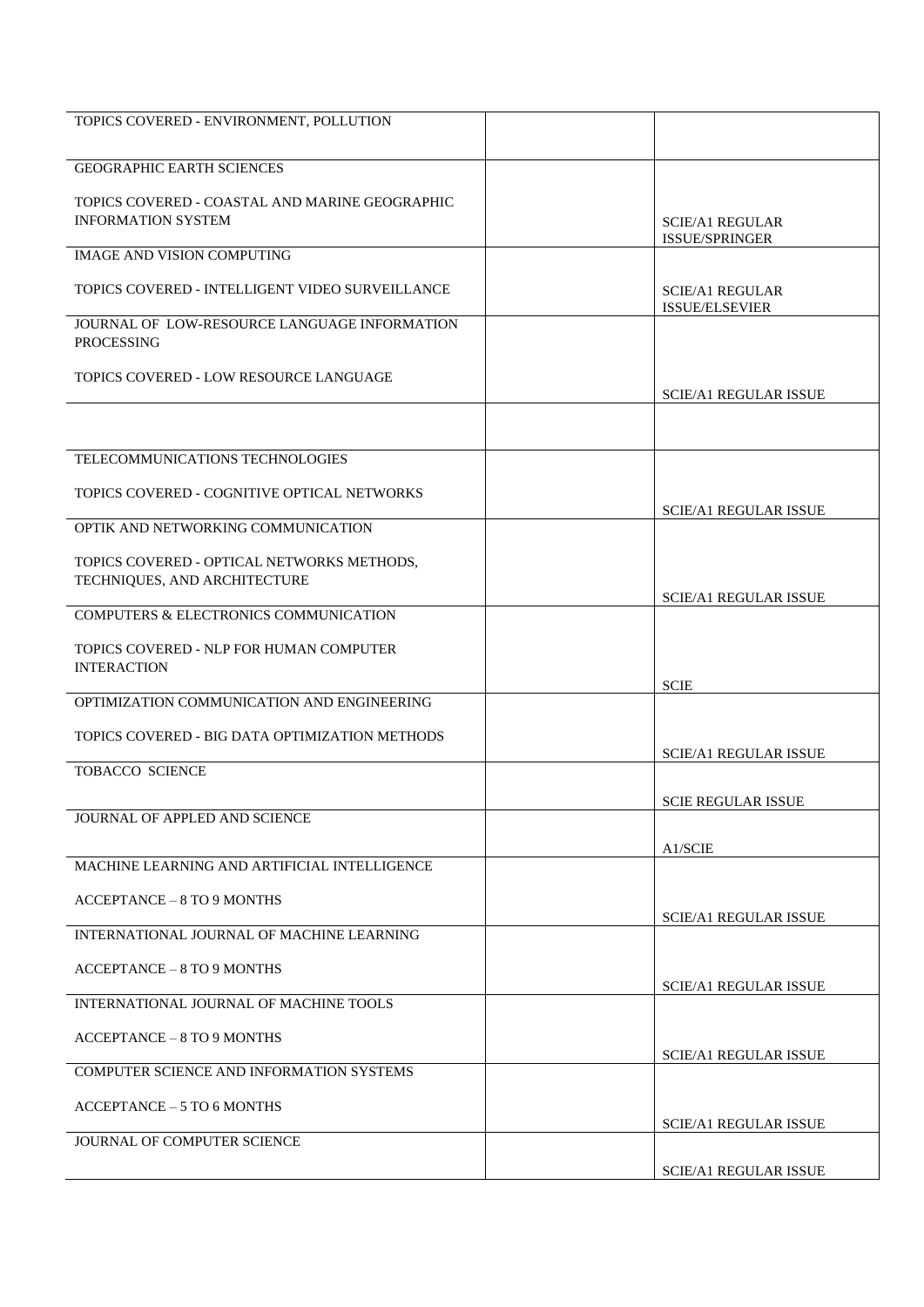| | | |
|---|---|---|
| TOPICS COVERED - ENVIRONMENT, POLLUTION | | |
| GEOGRAPHIC EARTH SCIENCES<br><br>TOPICS COVERED - COASTAL AND MARINE GEOGRAPHIC INFORMATION SYSTEM | | SCIE/A1 REGULAR ISSUE/SPRINGER |
| IMAGE AND VISION COMPUTING<br><br>TOPICS COVERED - INTELLIGENT VIDEO SURVEILLANCE | | SCIE/A1 REGULAR ISSUE/ELSEVIER |
| JOURNAL OF LOW-RESOURCE LANGUAGE INFORMATION PROCESSING<br><br>TOPICS COVERED - LOW RESOURCE LANGUAGE | | SCIE/A1 REGULAR ISSUE |
| | | |
| TELECOMMUNICATIONS TECHNOLOGIES<br><br>TOPICS COVERED - COGNITIVE OPTICAL NETWORKS | | SCIE/A1 REGULAR ISSUE |
| OPTIK AND NETWORKING COMMUNICATION<br><br>TOPICS COVERED - OPTICAL NETWORKS METHODS, TECHNIQUES, AND ARCHITECTURE | | SCIE/A1 REGULAR ISSUE |
| COMPUTERS & ELECTRONICS COMMUNICATION<br><br>TOPICS COVERED - NLP FOR HUMAN COMPUTER INTERACTION | | SCIE |
| OPTIMIZATION COMMUNICATION AND ENGINEERING<br><br>TOPICS COVERED - BIG DATA OPTIMIZATION METHODS | | SCIE/A1 REGULAR ISSUE |
| TOBACCO SCIENCE | | SCIE REGULAR ISSUE |
| JOURNAL OF APPLED AND SCIENCE | | A1/SCIE |
| MACHINE LEARNING AND ARTIFICIAL INTELLIGENCE<br><br>ACCEPTANCE – 8 TO 9 MONTHS | | SCIE/A1 REGULAR ISSUE |
| INTERNATIONAL JOURNAL OF MACHINE LEARNING<br><br>ACCEPTANCE – 8 TO 9 MONTHS | | SCIE/A1 REGULAR ISSUE |
| INTERNATIONAL JOURNAL OF MACHINE TOOLS<br><br>ACCEPTANCE – 8 TO 9 MONTHS | | SCIE/A1 REGULAR ISSUE |
| COMPUTER SCIENCE AND INFORMATION SYSTEMS<br><br>ACCEPTANCE – 5 TO 6 MONTHS | | SCIE/A1 REGULAR ISSUE |
| JOURNAL OF COMPUTER SCIENCE | | SCIE/A1 REGULAR ISSUE |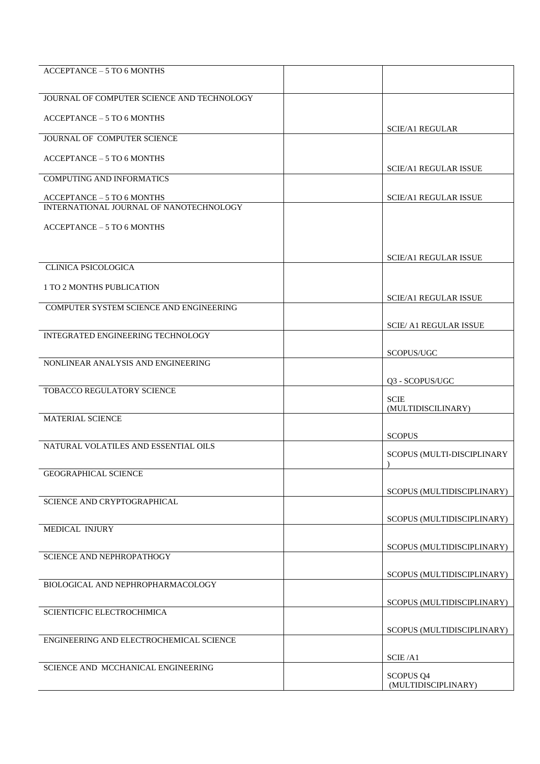| | | |
|---|---|---|
| ACCEPTANCE – 5 TO 6 MONTHS | | |
| JOURNAL OF COMPUTER SCIENCE AND TECHNOLOGY<br><br>ACCEPTANCE – 5 TO 6 MONTHS | | SCIE/A1 REGULAR |
| JOURNAL OF COMPUTER SCIENCE<br><br>ACCEPTANCE – 5 TO 6 MONTHS | | SCIE/A1 REGULAR ISSUE |
| COMPUTING AND INFORMATICS<br><br>ACCEPTANCE – 5 TO 6 MONTHS | | SCIE/A1 REGULAR ISSUE |
| INTERNATIONAL JOURNAL OF NANOTECHNOLOGY<br><br>ACCEPTANCE – 5 TO 6 MONTHS | | SCIE/A1 REGULAR ISSUE |
| CLINICA PSICOLOGICA<br><br>1 TO 2 MONTHS PUBLICATION | | SCIE/A1 REGULAR ISSUE |
| COMPUTER SYSTEM SCIENCE AND ENGINEERING | | SCIE/ A1 REGULAR ISSUE |
| INTEGRATED ENGINEERING TECHNOLOGY | | SCOPUS/UGC |
| NONLINEAR ANALYSIS AND ENGINEERING | | Q3 - SCOPUS/UGC |
| TOBACCO REGULATORY SCIENCE | | SCIE (MULTIDISCILINARY) |
| MATERIAL SCIENCE | | SCOPUS |
| NATURAL VOLATILES AND ESSENTIAL OILS | | SCOPUS (MULTI-DISCIPLINARY ) |
| GEOGRAPHICAL SCIENCE | | SCOPUS (MULTIDISCIPLINARY) |
| SCIENCE AND CRYPTOGRAPHICAL | | SCOPUS (MULTIDISCIPLINARY) |
| MEDICAL INJURY | | SCOPUS (MULTIDISCIPLINARY) |
| SCIENCE AND NEPHROPATHOGY | | SCOPUS (MULTIDISCIPLINARY) |
| BIOLOGICAL AND NEPHROPHARMACOLOGY | | SCOPUS (MULTIDISCIPLINARY) |
| SCIENTICFIC ELECTROCHIMICA | | SCOPUS (MULTIDISCIPLINARY) |
| ENGINEERING AND ELECTROCHEMICAL SCIENCE | | SCIE /A1 |
| SCIENCE AND MCCHANICAL ENGINEERING | | SCOPUS Q4 (MULTIDISCIPLINARY) |